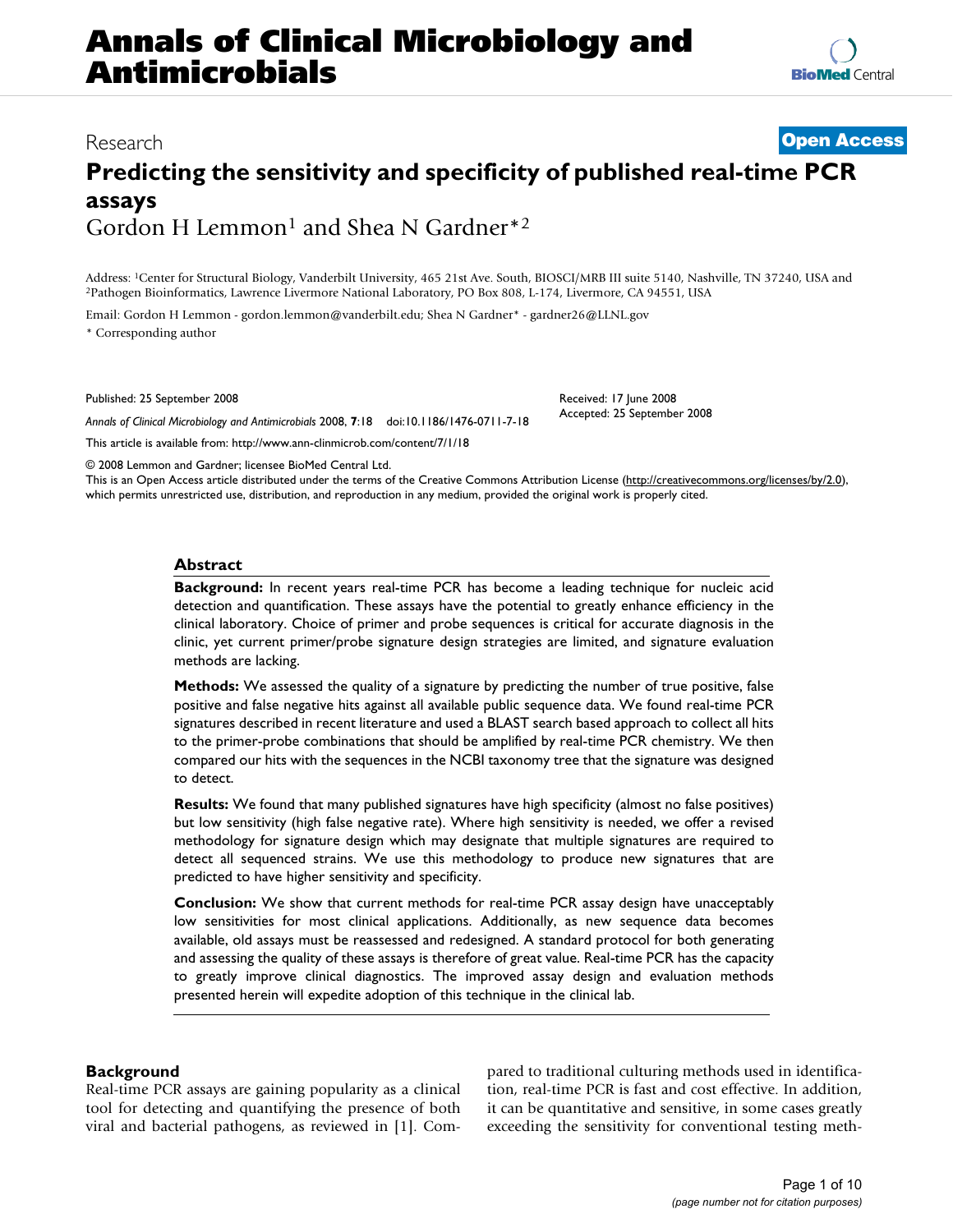# Annals of Clinical Microbiology and Antimicrobials

Research

**Open Access**

# Predicting the sensitivity and specificity of published real-time PCR assays

Gordon H Lemmon[1] and Shea N Gardner*[2]

Address: [1]Center for Structural Biology, Vanderbilt University, 465 21st Ave. South, BIOSCI/MRB III suite 5140, Nashville, TN 37240, USA and [2]Pathogen Bioinformatics, Lawrence Livermore National Laboratory, PO Box 808, L-174, Livermore, CA 94551, USA

Email: Gordon H Lemmon - gordon.lemmon@vanderbilt.edu; Shea N Gardner* - gardner26@LLNL.gov

* Corresponding author

Published: 25 September 2008

*Annals of Clinical Microbiology and Antimicrobials* 2008, **7**:18 doi:10.1186/1476-0711-7-18

Received: 17 June 2008
Accepted: 25 September 2008

This article is available from: http://www.ann-clinmicrob.com/content/7/1/18

© 2008 Lemmon and Gardner; licensee BioMed Central Ltd.
This is an Open Access article distributed under the terms of the Creative Commons Attribution License (http://creativecommons.org/licenses/by/2.0), which permits unrestricted use, distribution, and reproduction in any medium, provided the original work is properly cited.

## Abstract

**Background:** In recent years real-time PCR has become a leading technique for nucleic acid detection and quantification. These assays have the potential to greatly enhance efficiency in the clinical laboratory. Choice of primer and probe sequences is critical for accurate diagnosis in the clinic, yet current primer/probe signature design strategies are limited, and signature evaluation methods are lacking.

**Methods:** We assessed the quality of a signature by predicting the number of true positive, false positive and false negative hits against all available public sequence data. We found real-time PCR signatures described in recent literature and used a BLAST search based approach to collect all hits to the primer-probe combinations that should be amplified by real-time PCR chemistry. We then compared our hits with the sequences in the NCBI taxonomy tree that the signature was designed to detect.

**Results:** We found that many published signatures have high specificity (almost no false positives) but low sensitivity (high false negative rate). Where high sensitivity is needed, we offer a revised methodology for signature design which may designate that multiple signatures are required to detect all sequenced strains. We use this methodology to produce new signatures that are predicted to have higher sensitivity and specificity.

**Conclusion:** We show that current methods for real-time PCR assay design have unacceptably low sensitivities for most clinical applications. Additionally, as new sequence data becomes available, old assays must be reassessed and redesigned. A standard protocol for both generating and assessing the quality of these assays is therefore of great value. Real-time PCR has the capacity to greatly improve clinical diagnostics. The improved assay design and evaluation methods presented herein will expedite adoption of this technique in the clinical lab.

## Background

Real-time PCR assays are gaining popularity as a clinical tool for detecting and quantifying the presence of both viral and bacterial pathogens, as reviewed in [1]. Compared to traditional culturing methods used in identification, real-time PCR is fast and cost effective. In addition, it can be quantitative and sensitive, in some cases greatly exceeding the sensitivity for conventional testing meth-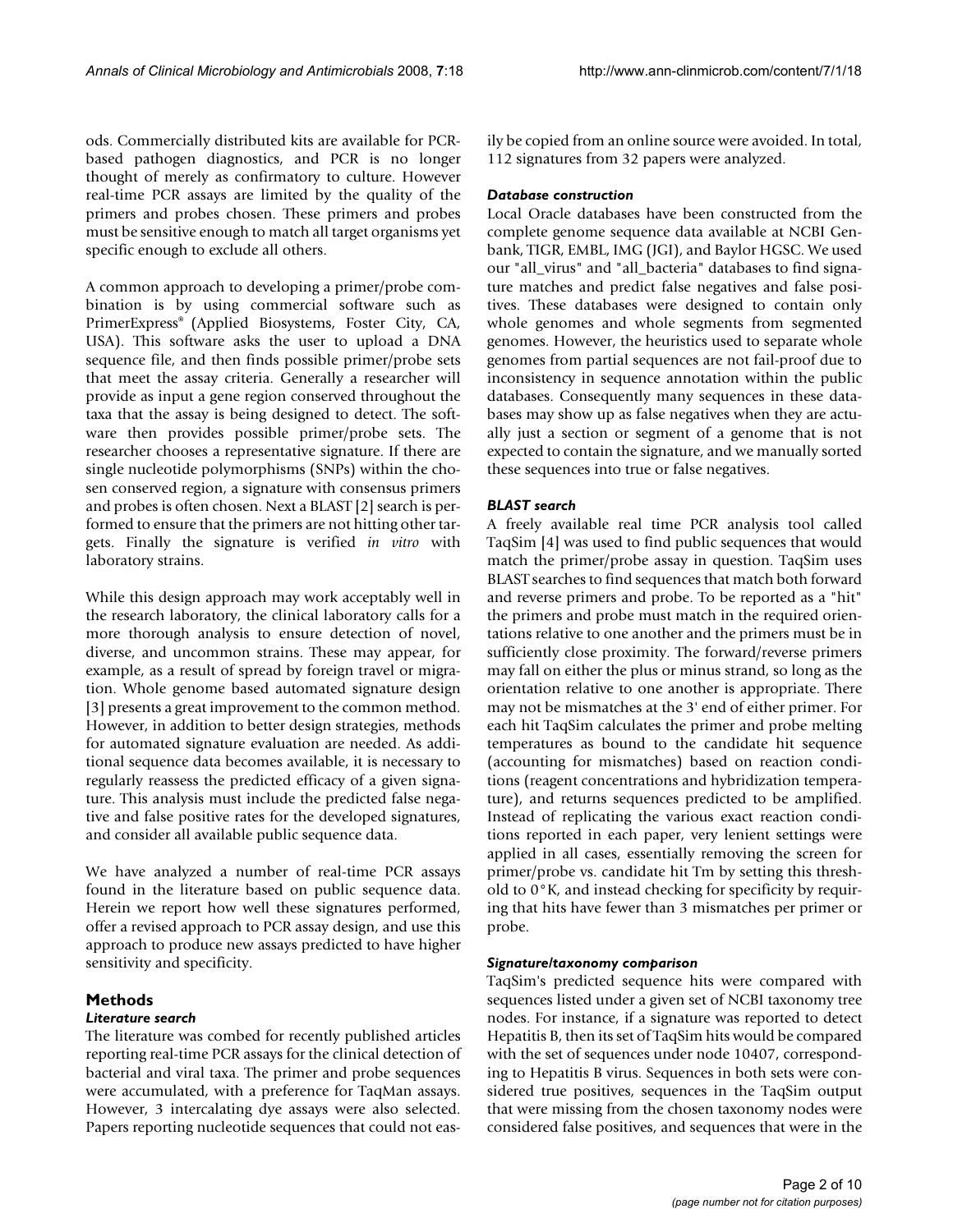ods. Commercially distributed kits are available for PCR-based pathogen diagnostics, and PCR is no longer thought of merely as confirmatory to culture. However real-time PCR assays are limited by the quality of the primers and probes chosen. These primers and probes must be sensitive enough to match all target organisms yet specific enough to exclude all others.

A common approach to developing a primer/probe combination is by using commercial software such as PrimerExpress® (Applied Biosystems, Foster City, CA, USA). This software asks the user to upload a DNA sequence file, and then finds possible primer/probe sets that meet the assay criteria. Generally a researcher will provide as input a gene region conserved throughout the taxa that the assay is being designed to detect. The software then provides possible primer/probe sets. The researcher chooses a representative signature. If there are single nucleotide polymorphisms (SNPs) within the chosen conserved region, a signature with consensus primers and probes is often chosen. Next a BLAST [2] search is performed to ensure that the primers are not hitting other targets. Finally the signature is verified *in vitro* with laboratory strains.

While this design approach may work acceptably well in the research laboratory, the clinical laboratory calls for a more thorough analysis to ensure detection of novel, diverse, and uncommon strains. These may appear, for example, as a result of spread by foreign travel or migration. Whole genome based automated signature design [3] presents a great improvement to the common method. However, in addition to better design strategies, methods for automated signature evaluation are needed. As additional sequence data becomes available, it is necessary to regularly reassess the predicted efficacy of a given signature. This analysis must include the predicted false negative and false positive rates for the developed signatures, and consider all available public sequence data.

We have analyzed a number of real-time PCR assays found in the literature based on public sequence data. Herein we report how well these signatures performed, offer a revised approach to PCR assay design, and use this approach to produce new assays predicted to have higher sensitivity and specificity.

## Methods

### *Literature search*

The literature was combed for recently published articles reporting real-time PCR assays for the clinical detection of bacterial and viral taxa. The primer and probe sequences were accumulated, with a preference for TaqMan assays. However, 3 intercalating dye assays were also selected. Papers reporting nucleotide sequences that could not easily be copied from an online source were avoided. In total, 112 signatures from 32 papers were analyzed.

### *Database construction*

Local Oracle databases have been constructed from the complete genome sequence data available at NCBI Genbank, TIGR, EMBL, IMG (JGI), and Baylor HGSC. We used our "all_virus" and "all_bacteria" databases to find signature matches and predict false negatives and false positives. These databases were designed to contain only whole genomes and whole segments from segmented genomes. However, the heuristics used to separate whole genomes from partial sequences are not fail-proof due to inconsistency in sequence annotation within the public databases. Consequently many sequences in these databases may show up as false negatives when they are actually just a section or segment of a genome that is not expected to contain the signature, and we manually sorted these sequences into true or false negatives.

### *BLAST search*

A freely available real time PCR analysis tool called TaqSim [4] was used to find public sequences that would match the primer/probe assay in question. TaqSim uses BLAST searches to find sequences that match both forward and reverse primers and probe. To be reported as a "hit" the primers and probe must match in the required orientations relative to one another and the primers must be in sufficiently close proximity. The forward/reverse primers may fall on either the plus or minus strand, so long as the orientation relative to one another is appropriate. There may not be mismatches at the 3' end of either primer. For each hit TaqSim calculates the primer and probe melting temperatures as bound to the candidate hit sequence (accounting for mismatches) based on reaction conditions (reagent concentrations and hybridization temperature), and returns sequences predicted to be amplified. Instead of replicating the various exact reaction conditions reported in each paper, very lenient settings were applied in all cases, essentially removing the screen for primer/probe vs. candidate hit Tm by setting this threshold to 0°K, and instead checking for specificity by requiring that hits have fewer than 3 mismatches per primer or probe.

### *Signature/taxonomy comparison*

TaqSim's predicted sequence hits were compared with sequences listed under a given set of NCBI taxonomy tree nodes. For instance, if a signature was reported to detect Hepatitis B, then its set of TaqSim hits would be compared with the set of sequences under node 10407, corresponding to Hepatitis B virus. Sequences in both sets were considered true positives, sequences in the TaqSim output that were missing from the chosen taxonomy nodes were considered false positives, and sequences that were in the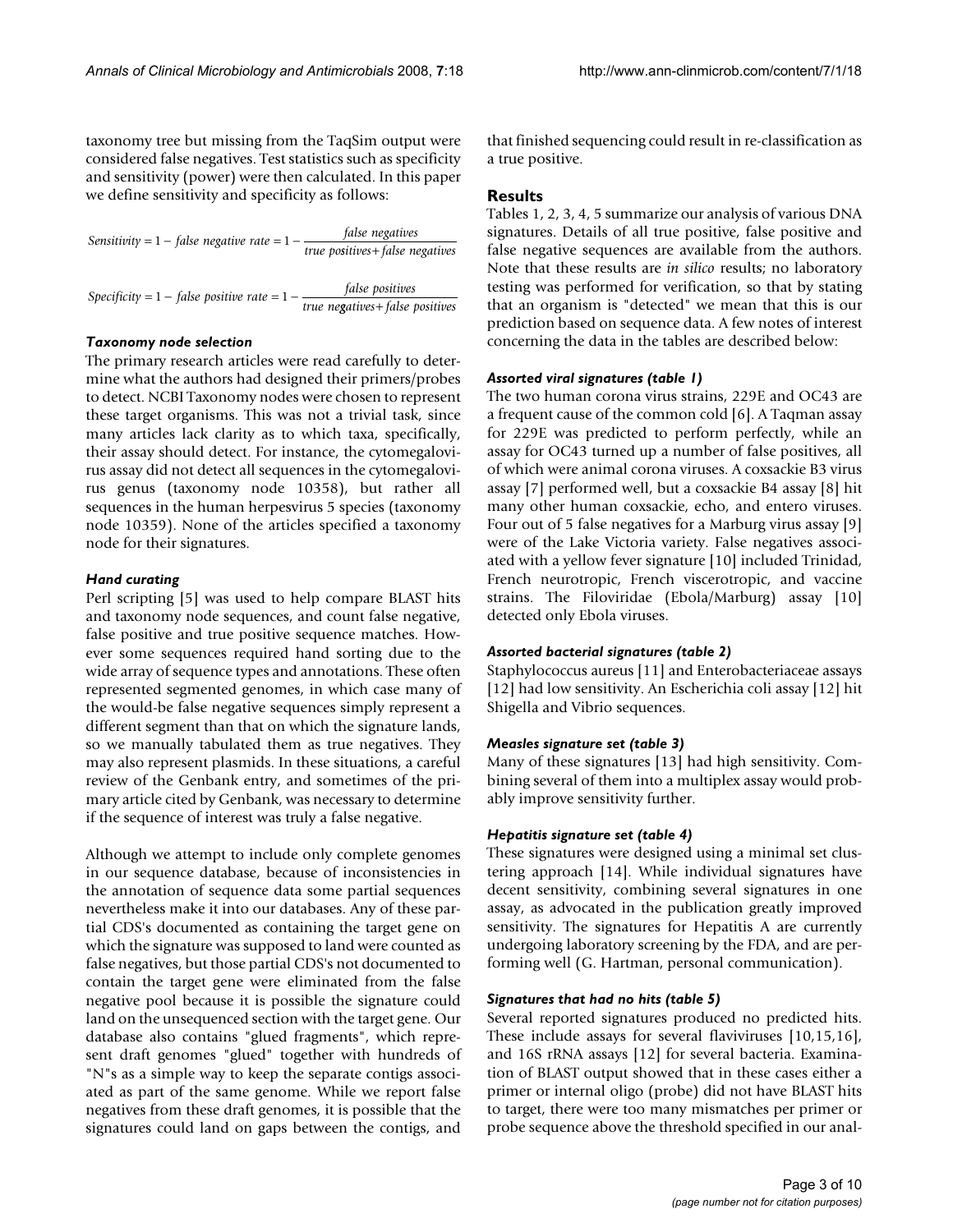taxonomy tree but missing from the TaqSim output were considered false negatives. Test statistics such as specificity and sensitivity (power) were then calculated. In this paper we define sensitivity and specificity as follows:

$$Sensitivity = 1 - false\ negative\ rate = 1 - \frac{false\ negatives}{true\ positives + false\ negatives}$$

$$Specificity = 1 - false\ positive\ rate = 1 - \frac{false\ positives}{true\ negatives + false\ positives}$$

### *Taxonomy node selection*

The primary research articles were read carefully to determine what the authors had designed their primers/probes to detect. NCBI Taxonomy nodes were chosen to represent these target organisms. This was not a trivial task, since many articles lack clarity as to which taxa, specifically, their assay should detect. For instance, the cytomegalovirus assay did not detect all sequences in the cytomegalovirus genus (taxonomy node 10358), but rather all sequences in the human herpesvirus 5 species (taxonomy node 10359). None of the articles specified a taxonomy node for their signatures.

### *Hand curating*

Perl scripting [5] was used to help compare BLAST hits and taxonomy node sequences, and count false negative, false positive and true positive sequence matches. However some sequences required hand sorting due to the wide array of sequence types and annotations. These often represented segmented genomes, in which case many of the would-be false negative sequences simply represent a different segment than that on which the signature lands, so we manually tabulated them as true negatives. They may also represent plasmids. In these situations, a careful review of the Genbank entry, and sometimes of the primary article cited by Genbank, was necessary to determine if the sequence of interest was truly a false negative.

Although we attempt to include only complete genomes in our sequence database, because of inconsistencies in the annotation of sequence data some partial sequences nevertheless make it into our databases. Any of these partial CDS's documented as containing the target gene on which the signature was supposed to land were counted as false negatives, but those partial CDS's not documented to contain the target gene were eliminated from the false negative pool because it is possible the signature could land on the unsequenced section with the target gene. Our database also contains "glued fragments", which represent draft genomes "glued" together with hundreds of "N"s as a simple way to keep the separate contigs associated as part of the same genome. While we report false negatives from these draft genomes, it is possible that the signatures could land on gaps between the contigs, and that finished sequencing could result in re-classification as a true positive.

## Results

Tables 1, 2, 3, 4, 5 summarize our analysis of various DNA signatures. Details of all true positive, false positive and false negative sequences are available from the authors. Note that these results are *in silico* results; no laboratory testing was performed for verification, so that by stating that an organism is "detected" we mean that this is our prediction based on sequence data. A few notes of interest concerning the data in the tables are described below:

### *Assorted viral signatures (table 1)*

The two human corona virus strains, 229E and OC43 are a frequent cause of the common cold [6]. A Taqman assay for 229E was predicted to perform perfectly, while an assay for OC43 turned up a number of false positives, all of which were animal corona viruses. A coxsackie B3 virus assay [7] performed well, but a coxsackie B4 assay [8] hit many other human coxsackie, echo, and entero viruses. Four out of 5 false negatives for a Marburg virus assay [9] were of the Lake Victoria variety. False negatives associated with a yellow fever signature [10] included Trinidad, French neurotropic, French viscerotropic, and vaccine strains. The Filoviridae (Ebola/Marburg) assay [10] detected only Ebola viruses.

### *Assorted bacterial signatures (table 2)*

Staphylococcus aureus [11] and Enterobacteriaceae assays [12] had low sensitivity. An Escherichia coli assay [12] hit Shigella and Vibrio sequences.

### *Measles signature set (table 3)*

Many of these signatures [13] had high sensitivity. Combining several of them into a multiplex assay would probably improve sensitivity further.

### *Hepatitis signature set (table 4)*

These signatures were designed using a minimal set clustering approach [14]. While individual signatures have decent sensitivity, combining several signatures in one assay, as advocated in the publication greatly improved sensitivity. The signatures for Hepatitis A are currently undergoing laboratory screening by the FDA, and are performing well (G. Hartman, personal communication).

### *Signatures that had no hits (table 5)*

Several reported signatures produced no predicted hits. These include assays for several flaviviruses [10,15,16], and 16S rRNA assays [12] for several bacteria. Examination of BLAST output showed that in these cases either a primer or internal oligo (probe) did not have BLAST hits to target, there were too many mismatches per primer or probe sequence above the threshold specified in our anal-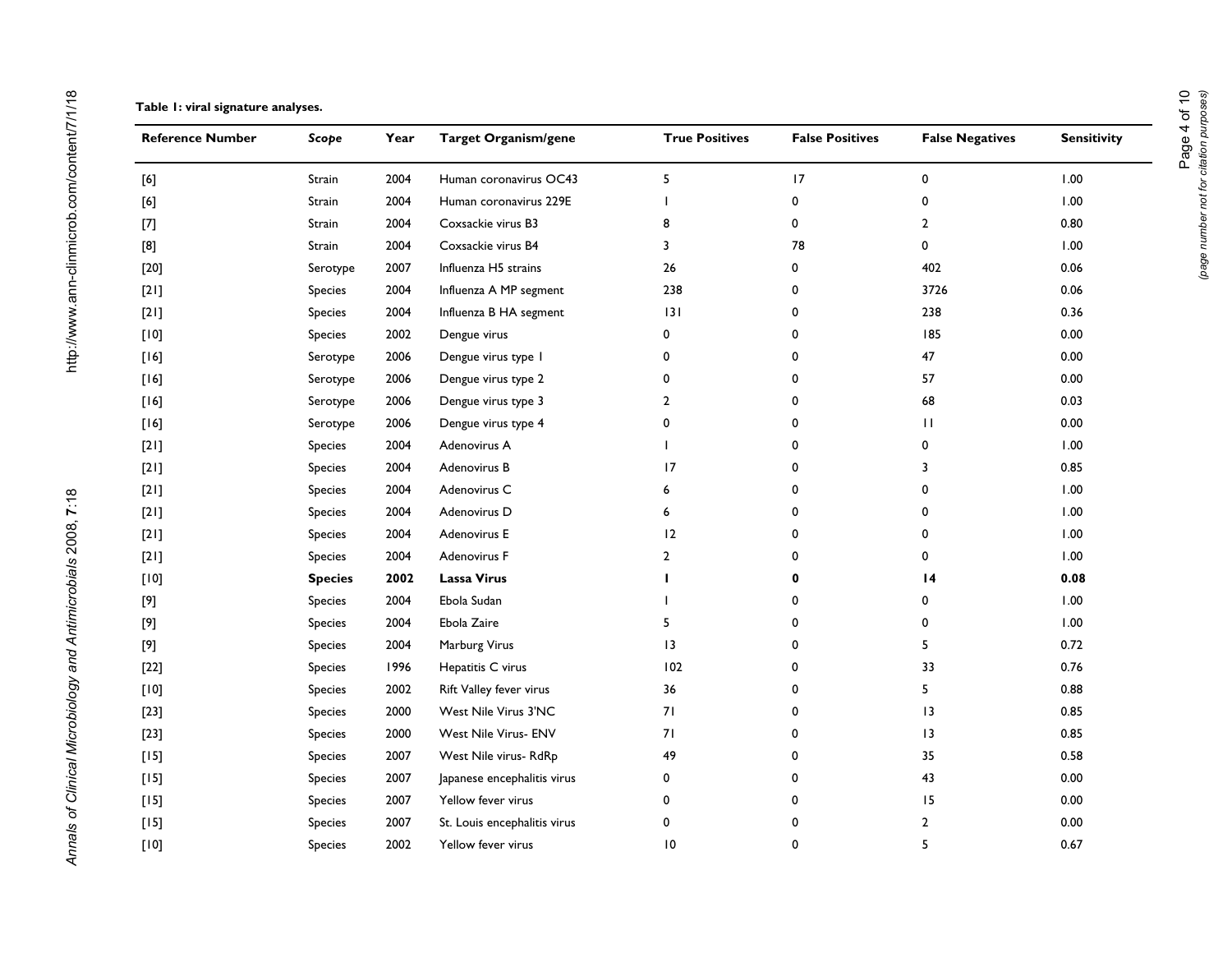**Table 1: viral signature analyses.**

| Reference Number | *Scope* | Year | Target Organism/gene | True Positives | False Positives | False Negatives | Sensitivity |
|---|---|---|---|---|---|---|---|
| [6] | Strain | 2004 | Human coronavirus OC43 | 5 | 17 | 0 | 1.00 |
| [6] | Strain | 2004 | Human coronavirus 229E | 1 | 0 | 0 | 1.00 |
| [7] | Strain | 2004 | Coxsackie virus B3 | 8 | 0 | 2 | 0.80 |
| [8] | Strain | 2004 | Coxsackie virus B4 | 3 | 78 | 0 | 1.00 |
| [20] | Serotype | 2007 | Influenza H5 strains | 26 | 0 | 402 | 0.06 |
| [21] | Species | 2004 | Influenza A MP segment | 238 | 0 | 3726 | 0.06 |
| [21] | Species | 2004 | Influenza B HA segment | 131 | 0 | 238 | 0.36 |
| [10] | Species | 2002 | Dengue virus | 0 | 0 | 185 | 0.00 |
| [16] | Serotype | 2006 | Dengue virus type 1 | 0 | 0 | 47 | 0.00 |
| [16] | Serotype | 2006 | Dengue virus type 2 | 0 | 0 | 57 | 0.00 |
| [16] | Serotype | 2006 | Dengue virus type 3 | 2 | 0 | 68 | 0.03 |
| [16] | Serotype | 2006 | Dengue virus type 4 | 0 | 0 | 11 | 0.00 |
| [21] | Species | 2004 | Adenovirus A | 1 | 0 | 0 | 1.00 |
| [21] | Species | 2004 | Adenovirus B | 17 | 0 | 3 | 0.85 |
| [21] | Species | 2004 | Adenovirus C | 6 | 0 | 0 | 1.00 |
| [21] | Species | 2004 | Adenovirus D | 6 | 0 | 0 | 1.00 |
| [21] | Species | 2004 | Adenovirus E | 12 | 0 | 0 | 1.00 |
| [21] | Species | 2004 | Adenovirus F | 2 | 0 | 0 | 1.00 |
| [10] | **Species** | **2002** | **Lassa Virus** | **1** | **0** | **14** | **0.08** |
| [9] | Species | 2004 | Ebola Sudan | 1 | 0 | 0 | 1.00 |
| [9] | Species | 2004 | Ebola Zaire | 5 | 0 | 0 | 1.00 |
| [9] | Species | 2004 | Marburg Virus | 13 | 0 | 5 | 0.72 |
| [22] | Species | 1996 | Hepatitis C virus | 102 | 0 | 33 | 0.76 |
| [10] | Species | 2002 | Rift Valley fever virus | 36 | 0 | 5 | 0.88 |
| [23] | Species | 2000 | West Nile Virus 3'NC | 71 | 0 | 13 | 0.85 |
| [23] | Species | 2000 | West Nile Virus- ENV | 71 | 0 | 13 | 0.85 |
| [15] | Species | 2007 | West Nile virus- RdRp | 49 | 0 | 35 | 0.58 |
| [15] | Species | 2007 | Japanese encephalitis virus | 0 | 0 | 43 | 0.00 |
| [15] | Species | 2007 | Yellow fever virus | 0 | 0 | 15 | 0.00 |
| [15] | Species | 2007 | St. Louis encephalitis virus | 0 | 0 | 2 | 0.00 |
| [10] | Species | 2002 | Yellow fever virus | 10 | 0 | 5 | 0.67 |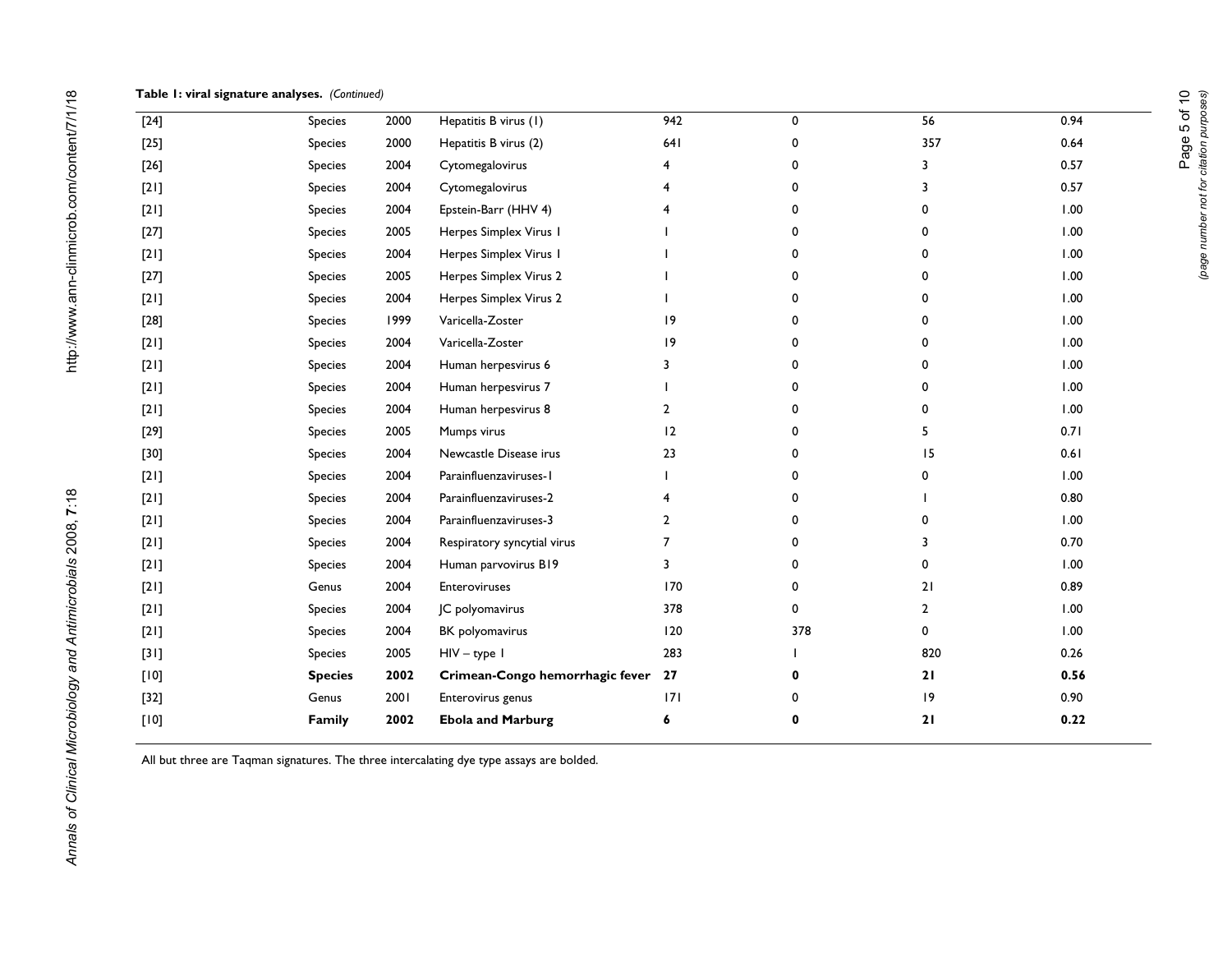**Table 1: viral signature analyses.** *(Continued)*

| | | | | | | | |
|---|---|---|---|---|---|---|---|
| [24] | Species | 2000 | Hepatitis B virus (1) | 942 | 0 | 56 | 0.94 |
| [25] | Species | 2000 | Hepatitis B virus (2) | 641 | 0 | 357 | 0.64 |
| [26] | Species | 2004 | Cytomegalovirus | 4 | 0 | 3 | 0.57 |
| [21] | Species | 2004 | Cytomegalovirus | 4 | 0 | 3 | 0.57 |
| [21] | Species | 2004 | Epstein-Barr (HHV 4) | 4 | 0 | 0 | 1.00 |
| [27] | Species | 2005 | Herpes Simplex Virus 1 | 1 | 0 | 0 | 1.00 |
| [21] | Species | 2004 | Herpes Simplex Virus 1 | 1 | 0 | 0 | 1.00 |
| [27] | Species | 2005 | Herpes Simplex Virus 2 | 1 | 0 | 0 | 1.00 |
| [21] | Species | 2004 | Herpes Simplex Virus 2 | 1 | 0 | 0 | 1.00 |
| [28] | Species | 1999 | Varicella-Zoster | 19 | 0 | 0 | 1.00 |
| [21] | Species | 2004 | Varicella-Zoster | 19 | 0 | 0 | 1.00 |
| [21] | Species | 2004 | Human herpesvirus 6 | 3 | 0 | 0 | 1.00 |
| [21] | Species | 2004 | Human herpesvirus 7 | 1 | 0 | 0 | 1.00 |
| [21] | Species | 2004 | Human herpesvirus 8 | 2 | 0 | 0 | 1.00 |
| [29] | Species | 2005 | Mumps virus | 12 | 0 | 5 | 0.71 |
| [30] | Species | 2004 | Newcastle Disease irus | 23 | 0 | 15 | 0.61 |
| [21] | Species | 2004 | Parainfluenzaviruses-1 | 1 | 0 | 0 | 1.00 |
| [21] | Species | 2004 | Parainfluenzaviruses-2 | 4 | 0 | 1 | 0.80 |
| [21] | Species | 2004 | Parainfluenzaviruses-3 | 2 | 0 | 0 | 1.00 |
| [21] | Species | 2004 | Respiratory syncytial virus | 7 | 0 | 3 | 0.70 |
| [21] | Species | 2004 | Human parvovirus B19 | 3 | 0 | 0 | 1.00 |
| [21] | Genus | 2004 | Enteroviruses | 170 | 0 | 21 | 0.89 |
| [21] | Species | 2004 | JC polyomavirus | 378 | 0 | 2 | 1.00 |
| [21] | Species | 2004 | BK polyomavirus | 120 | 378 | 0 | 1.00 |
| [31] | Species | 2005 | HIV – type 1 | 283 | 1 | 820 | 0.26 |
| [10] | **Species** | **2002** | **Crimean-Congo hemorrhagic fever** | **27** | **0** | **21** | **0.56** |
| [32] | Genus | 2001 | Enterovirus genus | 171 | 0 | 19 | 0.90 |
| [10] | **Family** | **2002** | **Ebola and Marburg** | **6** | **0** | **21** | **0.22** |

All but three are Taqman signatures. The three intercalating dye type assays are bolded.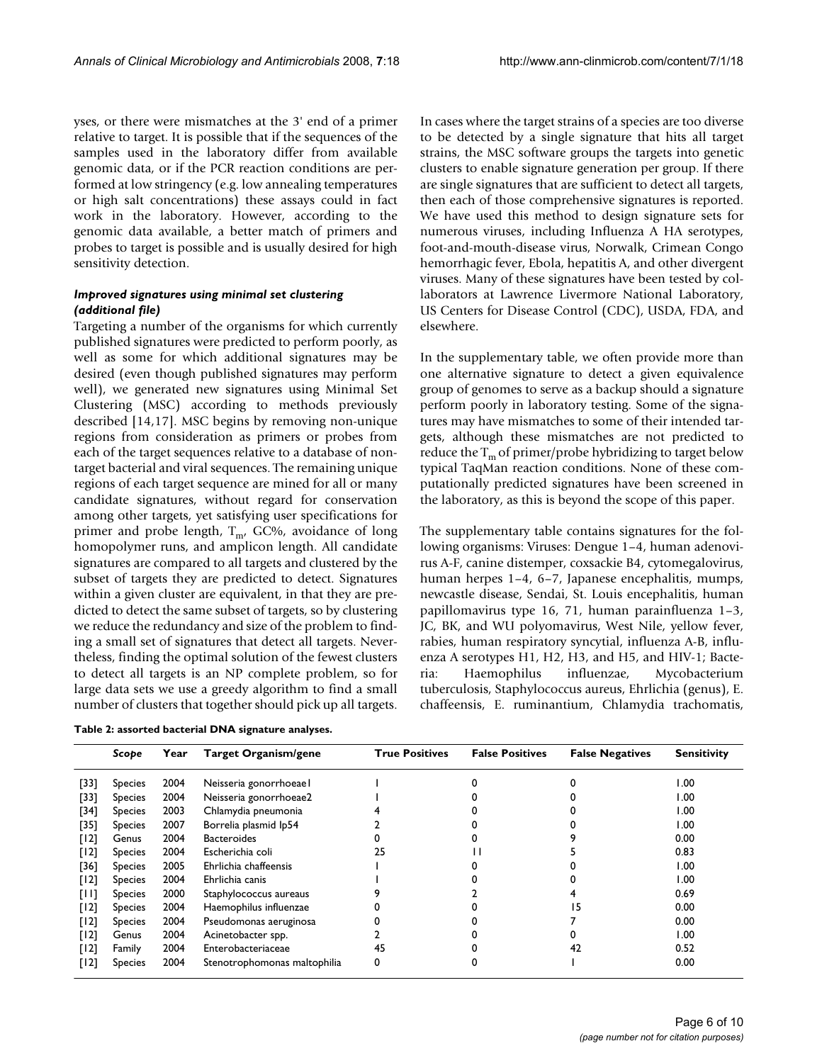yses, or there were mismatches at the 3' end of a primer relative to target. It is possible that if the sequences of the samples used in the laboratory differ from available genomic data, or if the PCR reaction conditions are performed at low stringency (e.g. low annealing temperatures or high salt concentrations) these assays could in fact work in the laboratory. However, according to the genomic data available, a better match of primers and probes to target is possible and is usually desired for high sensitivity detection.

### *Improved signatures using minimal set clustering (additional file)*

Targeting a number of the organisms for which currently published signatures were predicted to perform poorly, as well as some for which additional signatures may be desired (even though published signatures may perform well), we generated new signatures using Minimal Set Clustering (MSC) according to methods previously described [14,17]. MSC begins by removing non-unique regions from consideration as primers or probes from each of the target sequences relative to a database of non-target bacterial and viral sequences. The remaining unique regions of each target sequence are mined for all or many candidate signatures, without regard for conservation among other targets, yet satisfying user specifications for primer and probe length, $T_m$, GC%, avoidance of long homopolymer runs, and amplicon length. All candidate signatures are compared to all targets and clustered by the subset of targets they are predicted to detect. Signatures within a given cluster are equivalent, in that they are predicted to detect the same subset of targets, so by clustering we reduce the redundancy and size of the problem to finding a small set of signatures that detect all targets. Nevertheless, finding the optimal solution of the fewest clusters to detect all targets is an NP complete problem, so for large data sets we use a greedy algorithm to find a small number of clusters that together should pick up all targets.

In cases where the target strains of a species are too diverse to be detected by a single signature that hits all target strains, the MSC software groups the targets into genetic clusters to enable signature generation per group. If there are single signatures that are sufficient to detect all targets, then each of those comprehensive signatures is reported. We have used this method to design signature sets for numerous viruses, including Influenza A HA serotypes, foot-and-mouth-disease virus, Norwalk, Crimean Congo hemorrhagic fever, Ebola, hepatitis A, and other divergent viruses. Many of these signatures have been tested by collaborators at Lawrence Livermore National Laboratory, US Centers for Disease Control (CDC), USDA, FDA, and elsewhere.

In the supplementary table, we often provide more than one alternative signature to detect a given equivalence group of genomes to serve as a backup should a signature perform poorly in laboratory testing. Some of the signatures may have mismatches to some of their intended targets, although these mismatches are not predicted to reduce the $T_m$ of primer/probe hybridizing to target below typical TaqMan reaction conditions. None of these computationally predicted signatures have been screened in the laboratory, as this is beyond the scope of this paper.

The supplementary table contains signatures for the following organisms: Viruses: Dengue 1–4, human adenovirus A-F, canine distemper, coxsackie B4, cytomegalovirus, human herpes 1–4, 6–7, Japanese encephalitis, mumps, newcastle disease, Sendai, St. Louis encephalitis, human papillomavirus type 16, 71, human parainfluenza 1–3, JC, BK, and WU polyomavirus, West Nile, yellow fever, rabies, human respiratory syncytial, influenza A-B, influenza A serotypes H1, H2, H3, and H5, and HIV-1; Bacteria: Haemophilus influenzae, Mycobacterium tuberculosis, Staphylococcus aureus, Ehrlichia (genus), E. chaffeensis, E. ruminantium, Chlamydia trachomatis,

**Table 2: assorted bacterial DNA signature analyses.**

| | *Scope* | Year | Target Organism/gene | True Positives | False Positives | False Negatives | Sensitivity |
|---|---|---|---|---|---|---|---|
| [33] | Species | 2004 | Neisseria gonorrhoeae1 | 1 | 0 | 0 | 1.00 |
| [33] | Species | 2004 | Neisseria gonorrhoeae2 | 1 | 0 | 0 | 1.00 |
| [34] | Species | 2003 | Chlamydia pneumonia | 4 | 0 | 0 | 1.00 |
| [35] | Species | 2007 | Borrelia plasmid lp54 | 2 | 0 | 0 | 1.00 |
| [12] | Genus | 2004 | Bacteroides | 0 | 0 | 9 | 0.00 |
| [12] | Species | 2004 | Escherichia coli | 25 | 11 | 5 | 0.83 |
| [36] | Species | 2005 | Ehrlichia chaffeensis | 1 | 0 | 0 | 1.00 |
| [12] | Species | 2004 | Ehrlichia canis | 1 | 0 | 0 | 1.00 |
| [11] | Species | 2000 | Staphylococcus aureaus | 9 | 2 | 4 | 0.69 |
| [12] | Species | 2004 | Haemophilus influenzae | 0 | 0 | 15 | 0.00 |
| [12] | Species | 2004 | Pseudomonas aeruginosa | 0 | 0 | 7 | 0.00 |
| [12] | Genus | 2004 | Acinetobacter spp. | 2 | 0 | 0 | 1.00 |
| [12] | Family | 2004 | Enterobacteriaceae | 45 | 0 | 42 | 0.52 |
| [12] | Species | 2004 | Stenotrophomonas maltophilia | 0 | 0 | 1 | 0.00 |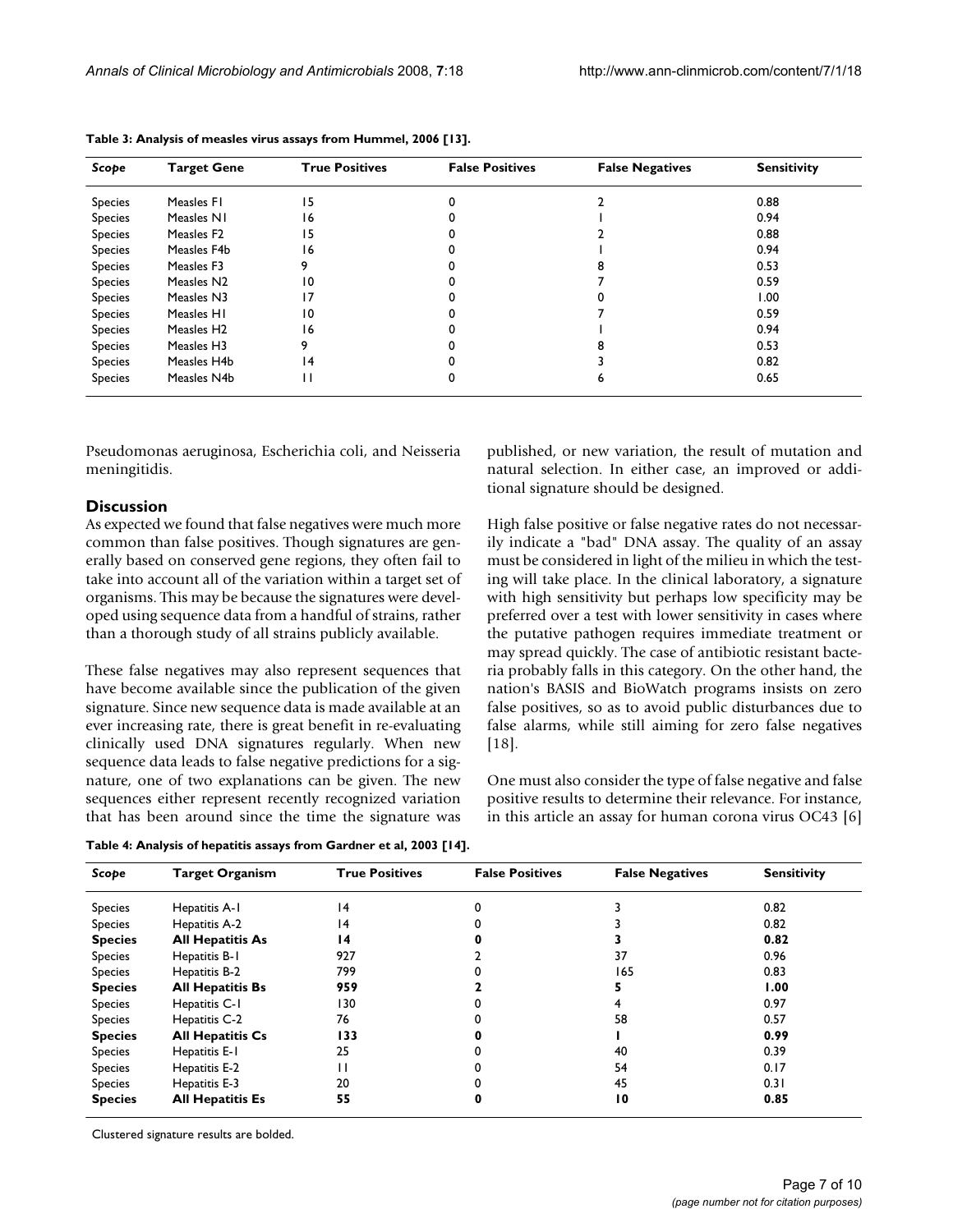**Table 3: Analysis of measles virus assays from Hummel, 2006 [13].**

| *Scope* | Target Gene | True Positives | False Positives | False Negatives | Sensitivity |
|---|---|---|---|---|---|
| Species | Measles F1 | 15 | 0 | 2 | 0.88 |
| Species | Measles N1 | 16 | 0 | 1 | 0.94 |
| Species | Measles F2 | 15 | 0 | 2 | 0.88 |
| Species | Measles F4b | 16 | 0 | 1 | 0.94 |
| Species | Measles F3 | 9 | 0 | 8 | 0.53 |
| Species | Measles N2 | 10 | 0 | 7 | 0.59 |
| Species | Measles N3 | 17 | 0 | 0 | 1.00 |
| Species | Measles H1 | 10 | 0 | 7 | 0.59 |
| Species | Measles H2 | 16 | 0 | 1 | 0.94 |
| Species | Measles H3 | 9 | 0 | 8 | 0.53 |
| Species | Measles H4b | 14 | 0 | 3 | 0.82 |
| Species | Measles N4b | 11 | 0 | 6 | 0.65 |

Pseudomonas aeruginosa, Escherichia coli, and Neisseria meningitidis.

## Discussion

As expected we found that false negatives were much more common than false positives. Though signatures are generally based on conserved gene regions, they often fail to take into account all of the variation within a target set of organisms. This may be because the signatures were developed using sequence data from a handful of strains, rather than a thorough study of all strains publicly available.

These false negatives may also represent sequences that have become available since the publication of the given signature. Since new sequence data is made available at an ever increasing rate, there is great benefit in re-evaluating clinically used DNA signatures regularly. When new sequence data leads to false negative predictions for a signature, one of two explanations can be given. The new sequences either represent recently recognized variation that has been around since the time the signature was published, or new variation, the result of mutation and natural selection. In either case, an improved or additional signature should be designed.

High false positive or false negative rates do not necessarily indicate a "bad" DNA assay. The quality of an assay must be considered in light of the milieu in which the testing will take place. In the clinical laboratory, a signature with high sensitivity but perhaps low specificity may be preferred over a test with lower sensitivity in cases where the putative pathogen requires immediate treatment or may spread quickly. The case of antibiotic resistant bacteria probably falls in this category. On the other hand, the nation's BASIS and BioWatch programs insists on zero false positives, so as to avoid public disturbances due to false alarms, while still aiming for zero false negatives [18].

One must also consider the type of false negative and false positive results to determine their relevance. For instance, in this article an assay for human corona virus OC43 [6]

**Table 4: Analysis of hepatitis assays from Gardner et al, 2003 [14].**

| *Scope* | Target Organism | True Positives | False Positives | False Negatives | Sensitivity |
|---|---|---|---|---|---|
| Species | Hepatitis A-1 | 14 | 0 | 3 | 0.82 |
| Species | Hepatitis A-2 | 14 | 0 | 3 | 0.82 |
| **Species** | **All Hepatitis As** | **14** | **0** | **3** | **0.82** |
| Species | Hepatitis B-1 | 927 | 2 | 37 | 0.96 |
| Species | Hepatitis B-2 | 799 | 0 | 165 | 0.83 |
| **Species** | **All Hepatitis Bs** | **959** | **2** | **5** | **1.00** |
| Species | Hepatitis C-1 | 130 | 0 | 4 | 0.97 |
| Species | Hepatitis C-2 | 76 | 0 | 58 | 0.57 |
| **Species** | **All Hepatitis Cs** | **133** | **0** | **1** | **0.99** |
| Species | Hepatitis E-1 | 25 | 0 | 40 | 0.39 |
| Species | Hepatitis E-2 | 11 | 0 | 54 | 0.17 |
| Species | Hepatitis E-3 | 20 | 0 | 45 | 0.31 |
| **Species** | **All Hepatitis Es** | **55** | **0** | **10** | **0.85** |

Clustered signature results are bolded.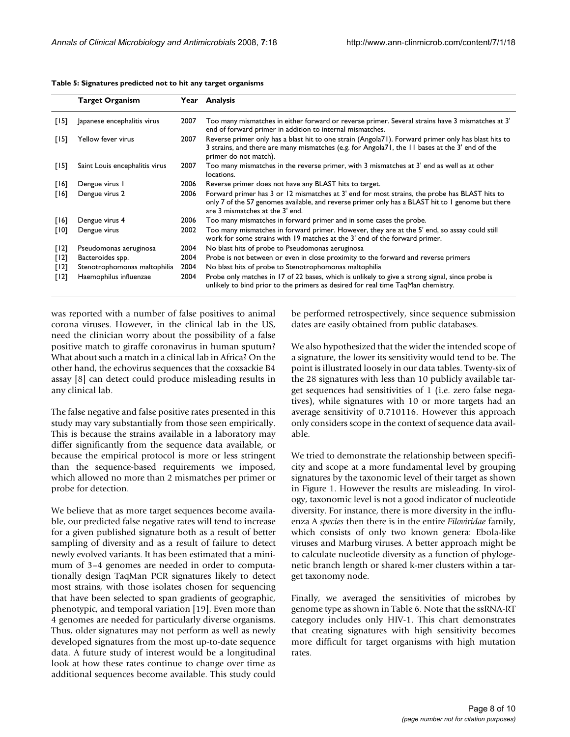**Table 5: Signatures predicted not to hit any target organisms**

| | Target Organism | Year | Analysis |
|---|---|---|---|
| [15] | Japanese encephalitis virus | 2007 | Too many mismatches in either forward or reverse primer. Several strains have 3 mismatches at 3' end of forward primer in addition to internal mismatches. |
| [15] | Yellow fever virus | 2007 | Reverse primer only has a blast hit to one strain (Angola71). Forward primer only has blast hits to 3 strains, and there are many mismatches (e.g. for Angola71, the 11 bases at the 3' end of the primer do not match). |
| [15] | Saint Louis encephalitis virus | 2007 | Too many mismatches in the reverse primer, with 3 mismatches at 3' end as well as at other locations. |
| [16] | Dengue virus 1 | 2006 | Reverse primer does not have any BLAST hits to target. |
| [16] | Dengue virus 2 | 2006 | Forward primer has 3 or 12 mismatches at 3' end for most strains, the probe has BLAST hits to only 7 of the 57 genomes available, and reverse primer only has a BLAST hit to 1 genome but there are 3 mismatches at the 3' end. |
| [16] | Dengue virus 4 | 2006 | Too many mismatches in forward primer and in some cases the probe. |
| [10] | Dengue virus | 2002 | Too many mismatches in forward primer. However, they are at the 5' end, so assay could still work for some strains with 19 matches at the 3' end of the forward primer. |
| [12] | Pseudomonas aeruginosa | 2004 | No blast hits of probe to Pseudomonas aeruginosa |
| [12] | Bacteroides spp. | 2004 | Probe is not between or even in close proximity to the forward and reverse primers |
| [12] | Stenotrophomonas maltophilia | 2004 | No blast hits of probe to Stenotrophomonas maltophilia |
| [12] | Haemophilus influenzae | 2004 | Probe only matches in 17 of 22 bases, which is unlikely to give a strong signal, since probe is unlikely to bind prior to the primers as desired for real time TaqMan chemistry. |

was reported with a number of false positives to animal corona viruses. However, in the clinical lab in the US, need the clinician worry about the possibility of a false positive match to giraffe coronavirus in human sputum? What about such a match in a clinical lab in Africa? On the other hand, the echovirus sequences that the coxsackie B4 assay [8] can detect could produce misleading results in any clinical lab.

The false negative and false positive rates presented in this study may vary substantially from those seen empirically. This is because the strains available in a laboratory may differ significantly from the sequence data available, or because the empirical protocol is more or less stringent than the sequence-based requirements we imposed, which allowed no more than 2 mismatches per primer or probe for detection.

We believe that as more target sequences become available, our predicted false negative rates will tend to increase for a given published signature both as a result of better sampling of diversity and as a result of failure to detect newly evolved variants. It has been estimated that a minimum of 3–4 genomes are needed in order to computationally design TaqMan PCR signatures likely to detect most strains, with those isolates chosen for sequencing that have been selected to span gradients of geographic, phenotypic, and temporal variation [19]. Even more than 4 genomes are needed for particularly diverse organisms. Thus, older signatures may not perform as well as newly developed signatures from the most up-to-date sequence data. A future study of interest would be a longitudinal look at how these rates continue to change over time as additional sequences become available. This study could be performed retrospectively, since sequence submission dates are easily obtained from public databases.

We also hypothesized that the wider the intended scope of a signature, the lower its sensitivity would tend to be. The point is illustrated loosely in our data tables. Twenty-six of the 28 signatures with less than 10 publicly available target sequences had sensitivities of 1 (i.e. zero false negatives), while signatures with 10 or more targets had an average sensitivity of 0.710116. However this approach only considers scope in the context of sequence data available.

We tried to demonstrate the relationship between specificity and scope at a more fundamental level by grouping signatures by the taxonomic level of their target as shown in Figure 1. However the results are misleading. In virology, taxonomic level is not a good indicator of nucleotide diversity. For instance, there is more diversity in the influenza A *species* then there is in the entire *Filoviridae* family, which consists of only two known genera: Ebola-like viruses and Marburg viruses. A better approach might be to calculate nucleotide diversity as a function of phylogenetic branch length or shared k-mer clusters within a target taxonomy node.

Finally, we averaged the sensitivities of microbes by genome type as shown in Table 6. Note that the ssRNA-RT category includes only HIV-1. This chart demonstrates that creating signatures with high sensitivity becomes more difficult for target organisms with high mutation rates.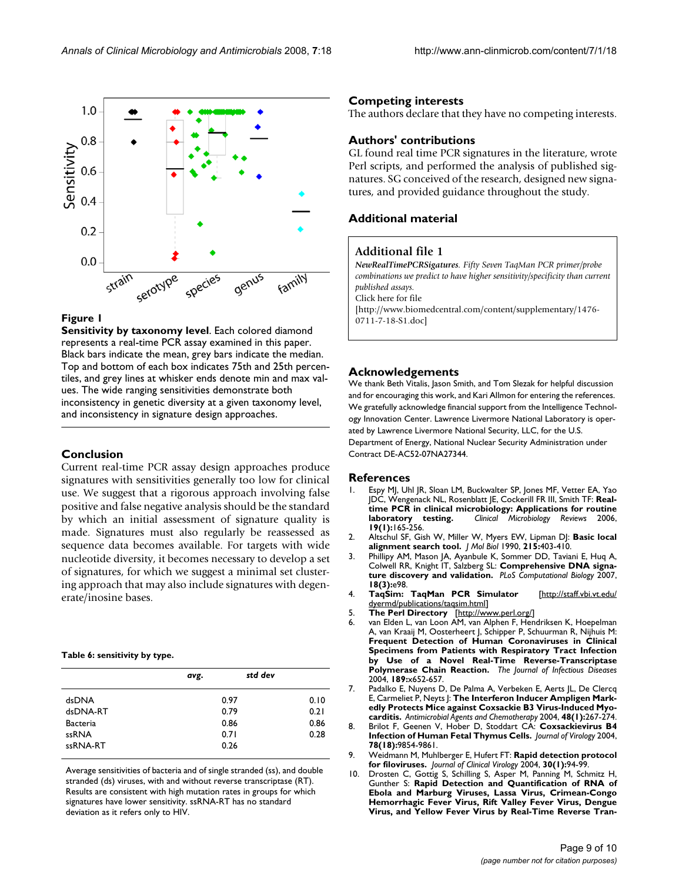**Figure 1**

**Sensitivity by taxonomy level**. Each colored diamond represents a real-time PCR assay examined in this paper. Black bars indicate the mean, grey bars indicate the median. Top and bottom of each box indicates 75th and 25th percentiles, and grey lines at whisker ends denote min and max values. The wide ranging sensitivities demonstrate both inconsistency in genetic diversity at a given taxonomy level, and inconsistency in signature design approaches.

## Conclusion

Current real-time PCR assay design approaches produce signatures with sensitivities generally too low for clinical use. We suggest that a rigorous approach involving false positive and false negative analysis should be the standard by which an initial assessment of signature quality is made. Signatures must also regularly be reassessed as sequence data becomes available. For targets with wide nucleotide diversity, it becomes necessary to develop a set of signatures, for which we suggest a minimal set clustering approach that may also include signatures with degenerate/inosine bases.

**Table 6: sensitivity by type.**

| | *avg.* | *std dev* |
|---|---|---|
| dsDNA | 0.97 | 0.10 |
| dsDNA-RT | 0.79 | 0.21 |
| Bacteria | 0.86 | 0.86 |
| ssRNA | 0.71 | 0.28 |
| ssRNA-RT | 0.26 | |

Average sensitivities of bacteria and of single stranded (ss), and double stranded (ds) viruses, with and without reverse transcriptase (RT). Results are consistent with high mutation rates in groups for which signatures have lower sensitivity. ssRNA-RT has no standard deviation as it refers only to HIV.

## Competing interests

The authors declare that they have no competing interests.

## Authors' contributions

GL found real time PCR signatures in the literature, wrote Perl scripts, and performed the analysis of published signatures. SG conceived of the research, designed new signatures, and provided guidance throughout the study.

## Additional material

**Additional file 1**

*NewRealTimePCRSigatures. Fifty Seven TaqMan PCR primer/probe combinations we predict to have higher sensitivity/specificity than current published assays.*
Click here for file
[http://www.biomedcentral.com/content/supplementary/1476-0711-7-18-S1.doc]

## Acknowledgements

We thank Beth Vitalis, Jason Smith, and Tom Slezak for helpful discussion and for encouraging this work, and Kari Allmon for entering the references. We gratefully acknowledge financial support from the Intelligence Technology Innovation Center. Lawrence Livermore National Laboratory is operated by Lawrence Livermore National Security, LLC, for the U.S. Department of Energy, National Nuclear Security Administration under Contract DE-AC52-07NA27344.

## References

1. Espy MJ, Uhl JR, Sloan LM, Buckwalter SP, Jones MF, Vetter EA, Yao JDC, Wengenack NL, Rosenblatt JE, Cockerill FR III, Smith TF: **Real-time PCR in clinical microbiology: Applications for routine laboratory testing.** *Clinical Microbiology Reviews* 2006, **19(1):**165-256.
2. Altschul SF, Gish W, Miller W, Myers EW, Lipman DJ: **Basic local alignment search tool.** *J Mol Biol* 1990, **215:**403-410.
3. Phillipy AM, Mason JA, Ayanbule K, Sommer DD, Taviani E, Huq A, Colwell RR, Knight IT, Salzberg SL: **Comprehensive DNA signature discovery and validation.** *PLoS Computational Biology* 2007, **18(3):**e98.
4. **TaqSim: TaqMan PCR Simulator** [http://staff.vbi.vt.edu/dyermd/publications/taqsim.html]
5. **The Perl Directory** [http://www.perl.org/]
6. van Elden L, van Loon AM, van Alphen F, Hendriksen K, Hoepelman A, van Kraaij M, Oosterheert J, Schipper P, Schuurman R, Nijhuis M: **Frequent Detection of Human Coronaviruses in Clinical Specimens from Patients with Respiratory Tract Infection by Use of a Novel Real-Time Reverse-Transcriptase Polymerase Chain Reaction.** *The Journal of Infectious Diseases* 2004, **189:**x652-657.
7. Padalko E, Nuyens D, De Palma A, Verbeken E, Aerts JL, De Clercq E, Carmeliet P, Neyts J: **The Interferon Inducer Ampligen Markedly Protects Mice against Coxsackie B3 Virus-Induced Myocarditis.** *Antimicrobial Agents and Chemotherapy* 2004, **48(1):**267-274.
8. Brilot F, Geenen V, Hober D, Stoddart CA: **Coxsackievirus B4 Infection of Human Fetal Thymus Cells.** *Journal of Virology* 2004, **78(18):**9854-9861.
9. Weidmann M, Muhlberger E, Hufert FT: **Rapid detection protocol for filoviruses.** *Journal of Clinical Virology* 2004, **30(1):**94-99.
10. Drosten C, Gottig S, Schilling S, Asper M, Panning M, Schmitz H, Gunther S: **Rapid Detection and Quantification of RNA of Ebola and Marburg Viruses, Lassa Virus, Crimean-Congo Hemorrhagic Fever Virus, Rift Valley Fever Virus, Dengue Virus, and Yellow Fever Virus by Real-Time Reverse Tran-**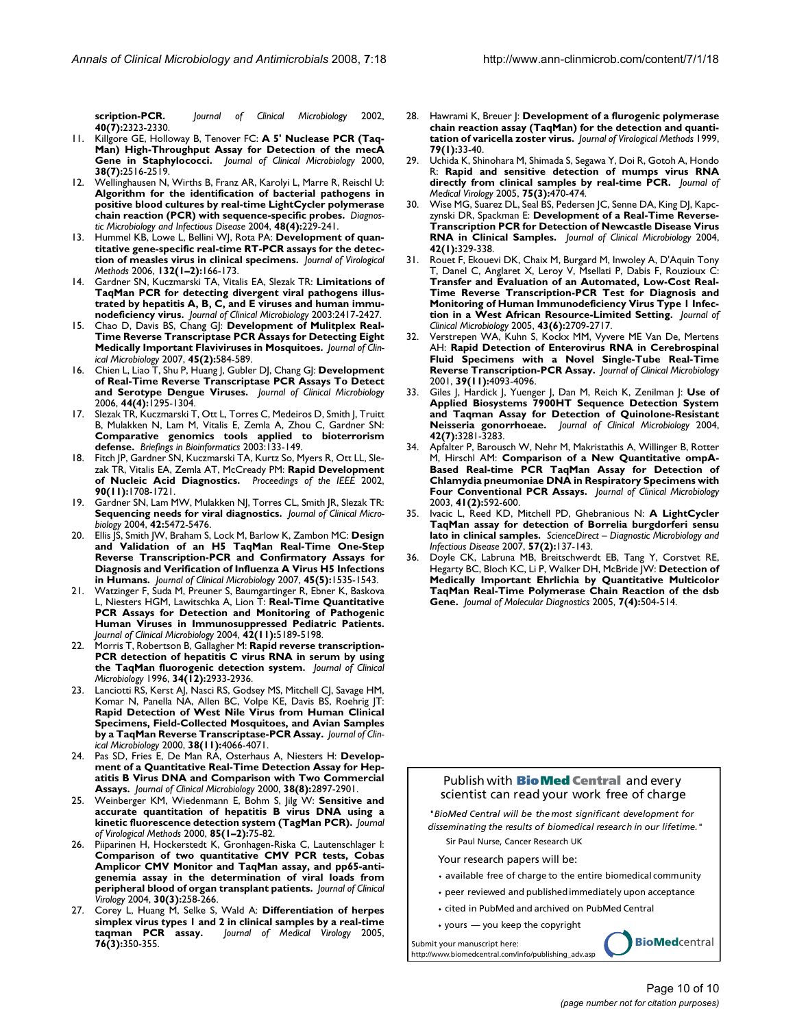scription-PCR. *Journal of Clinical Microbiology* 2002, **40(7)**:2323-2330.

11. Killgore GE, Holloway B, Tenover FC: **A 5' Nuclease PCR (Taq-Man) High-Throughput Assay for Detection of the mecA Gene in Staphylococci.** *Journal of Clinical Microbiology* 2000, **38(7)**:2516-2519.
12. Wellinghausen N, Wirths B, Franz AR, Karolyi L, Marre R, Reischl U: **Algorithm for the identification of bacterial pathogens in positive blood cultures by real-time LightCycler polymerase chain reaction (PCR) with sequence-specific probes.** *Diagnostic Microbiology and Infectious Disease* 2004, **48(4)**:229-241.
13. Hummel KB, Lowe L, Bellini WJ, Rota PA: **Development of quantitative gene-specific real-time RT-PCR assays for the detection of measles virus in clinical specimens.** *Journal of Virological Methods* 2006, **132(1–2)**:166-173.
14. Gardner SN, Kuczmarski TA, Vitalis EA, Slezak TR: **Limitations of TaqMan PCR for detecting divergent viral pathogens illustrated by hepatitis A, B, C, and E viruses and human immunodeficiency virus.** *Journal of Clinical Microbiology* 2003:2417-2427.
15. Chao D, Davis BS, Chang GJ: **Development of Mulitplex Real-Time Reverse Transcriptase PCR Assays for Detecting Eight Medically Important Flaviviruses in Mosquitoes.** *Journal of Clinical Microbiology* 2007, **45(2)**:584-589.
16. Chien L, Liao T, Shu P, Huang J, Gubler DJ, Chang GJ: **Development of Real-Time Reverse Transcriptase PCR Assays To Detect and Serotype Dengue Viruses.** *Journal of Clinical Microbiology* 2006, **44(4)**:1295-1304.
17. Slezak TR, Kuczmarski T, Ott L, Torres C, Medeiros D, Smith J, Truitt B, Mulakken N, Lam M, Vitalis E, Zemla A, Zhou C, Gardner SN: **Comparative genomics tools applied to bioterrorism defense.** *Briefings in Bioinformatics* 2003:133-149.
18. Fitch JP, Gardner SN, Kuczmarski TA, Kurtz So, Myers R, Ott LL, Slezak TR, Vitalis EA, Zemla AT, McCready PM: **Rapid Development of Nucleic Acid Diagnostics.** *Proceedings of the IEEE* 2002, **90(11)**:1708-1721.
19. Gardner SN, Lam MW, Mulakken NJ, Torres CL, Smith JR, Slezak TR: **Sequencing needs for viral diagnostics.** *Journal of Clinical Microbiology* 2004, **42**:5472-5476.
20. Ellis JS, Smith JW, Braham S, Lock M, Barlow K, Zambon MC: **Design and Validation of an H5 TaqMan Real-Time One-Step Reverse Transcription-PCR and Confirmatory Assays for Diagnosis and Verification of Influenza A Virus H5 Infections in Humans.** *Journal of Clinical Microbiology* 2007, **45(5)**:1535-1543.
21. Watzinger F, Suda M, Preuner S, Baumgartinger R, Ebner K, Baskova L, Niesters HGM, Lawitschka A, Lion T: **Real-Time Quantitative PCR Assays for Detection and Monitoring of Pathogenic Human Viruses in Immunosuppressed Pediatric Patients.** *Journal of Clinical Microbiology* 2004, **42(11)**:5189-5198.
22. Morris T, Robertson B, Gallagher M: **Rapid reverse transcription-PCR detection of hepatitis C virus RNA in serum by using the TaqMan fluorogenic detection system.** *Journal of Clinical Microbiology* 1996, **34(12)**:2933-2936.
23. Lanciotti RS, Kerst AJ, Nasci RS, Godsey MS, Mitchell CJ, Savage HM, Komar N, Panella NA, Allen BC, Volpe KE, Davis BS, Roehrig JT: **Rapid Detection of West Nile Virus from Human Clinical Specimens, Field-Collected Mosquitoes, and Avian Samples by a TaqMan Reverse Transcriptase-PCR Assay.** *Journal of Clinical Microbiology* 2000, **38(11)**:4066-4071.
24. Pas SD, Fries E, De Man RA, Osterhaus A, Niesters H: **Development of a Quantitative Real-Time Detection Assay for Hepatitis B Virus DNA and Comparison with Two Commercial Assays.** *Journal of Clinical Microbiology* 2000, **38(8)**:2897-2901.
25. Weinberger KM, Wiedenmann E, Bohm S, Jilg W: **Sensitive and accurate quantitation of hepatitis B virus DNA using a kinetic fluorescence detection system (TagMan PCR).** *Journal of Virological Methods* 2000, **85(1–2)**:75-82.
26. Piiparinen H, Hockerstedt K, Gronhagen-Riska C, Lautenschlager I: **Comparison of two quantitative CMV PCR tests, Cobas Amplicor CMV Monitor and TaqMan assay, and pp65-antigenemia assay in the determination of viral loads from peripheral blood of organ transplant patients.** *Journal of Clinical Virology* 2004, **30(3)**:258-266.
27. Corey L, Huang M, Selke S, Wald A: **Differentiation of herpes simplex virus types 1 and 2 in clinical samples by a real-time taqman PCR assay.** *Journal of Medical Virology* 2005, **76(3)**:350-355.
28. Hawrami K, Breuer J: **Development of a flurogenic polymerase chain reaction assay (TaqMan) for the detection and quantitation of varicella zoster virus.** *Journal of Virological Methods* 1999, **79(1)**:33-40.
29. Uchida K, Shinohara M, Shimada S, Segawa Y, Doi R, Gotoh A, Hondo R: **Rapid and sensitive detection of mumps virus RNA directly from clinical samples by real-time PCR.** *Journal of Medical Virology* 2005, **75(3)**:470-474.
30. Wise MG, Suarez DL, Seal BS, Pedersen JC, Senne DA, King DJ, Kapczynski DR, Spackman E: **Development of a Real-Time Reverse-Transcription PCR for Detection of Newcastle Disease Virus RNA in Clinical Samples.** *Journal of Clinical Microbiology* 2004, **42(1)**:329-338.
31. Rouet F, Ekouevi DK, Chaix M, Burgard M, Inwoley A, D'Aquin Tony T, Danel C, Anglaret X, Leroy V, Msellati P, Dabis F, Rouzioux C: **Transfer and Evaluation of an Automated, Low-Cost Real-Time Reverse Transcription-PCR Test for Diagnosis and Monitoring of Human Immunodeficiency Virus Type 1 Infection in a West African Resource-Limited Setting.** *Journal of Clinical Microbiology* 2005, **43(6)**:2709-2717.
32. Verstrepen WA, Kuhn S, Kockx MM, Vyvere ME Van De, Mertens AH: **Rapid Detection of Enterovirus RNA in Cerebrospinal Fluid Specimens with a Novel Single-Tube Real-Time Reverse Transcription-PCR Assay.** *Journal of Clinical Microbiology* 2001, **39(11)**:4093-4096.
33. Giles J, Hardick J, Yuenger J, Dan M, Reich K, Zenilman J: **Use of Applied Biosystems 7900HT Sequence Detection System and Taqman Assay for Detection of Quinolone-Resistant Neisseria gonorrhoeae.** *Journal of Clinical Microbiology* 2004, **42(7)**:3281-3283.
34. Apfalter P, Barousch W, Nehr M, Makristathis A, Willinger B, Rotter M, Hirschl AM: **Comparison of a New Quantitative ompA-Based Real-time PCR TaqMan Assay for Detection of Chlamydia pneumoniae DNA in Respiratory Specimens with Four Conventional PCR Assays.** *Journal of Clinical Microbiology* 2003, **41(2)**:592-600.
35. Ivacic L, Reed KD, Mitchell PD, Ghebranious N: **A LightCycler TaqMan assay for detection of Borrelia burgdorferi sensu lato in clinical samples.** *ScienceDirect – Diagnostic Microbiology and Infectious Disease* 2007, **57(2)**:137-143.
36. Doyle CK, Labruna MB, Breitschwerdt EB, Tang Y, Corstvet RE, Hegarty BC, Bloch KC, Li P, Walker DH, McBride JW: **Detection of Medically Important Ehrlichia by Quantitative Multicolor TaqMan Real-Time Polymerase Chain Reaction of the dsb Gene.** *Journal of Molecular Diagnostics* 2005, **7(4)**:504-514.

Publish with **BioMed Central** and every scientist can read your work free of charge

*"BioMed Central will be the most significant development for disseminating the results of biomedical research in our lifetime."*

Sir Paul Nurse, Cancer Research UK

Your research papers will be:

- available free of charge to the entire biomedical community
- peer reviewed and published immediately upon acceptance
- cited in PubMed and archived on PubMed Central
- yours — you keep the copyright

Submit your manuscript here:
http://www.biomedcentral.com/info/publishing_adv.asp

BioMedcentral